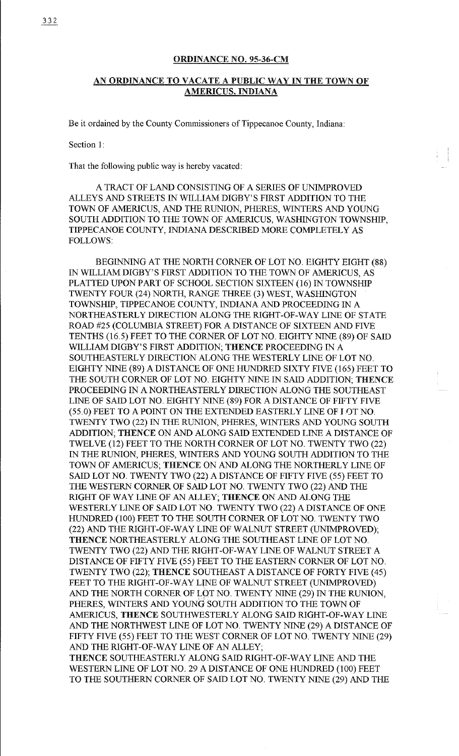**ORDINANCE NO. 95-36-CM**

**AN ORDINANCE TO VACATE A PUBLIC WAY IN THE TOWN OF AMERICUS, INDIANA**

Be it ordained by the County Commissioners of Tippecanoe County, Indiana:

Section 1:

That the following public way is hereby vacated:

A TRACT OF LAND CONSISTING OF A SERIES OF UNIMPROVED ALLEYS AND STREETS IN WILLIAM DIGBY'S FIRST ADDITION TO THE TOWN OF AMERICUS, AND THE RUNION, PHERES, WINTERS AND YOUNG SOUTH ADDITION TO THE TOWN OF AMERICUS, WASHINGTON TOWNSHIP, TIPPECANOE COUNTY, INDIANA DESCRIBED MORE COMPLETELY AS FOLLOWS:

BEGINNING AT THE NORTH CORNER OF LOT NO. EIGHTY EIGHT (88) IN WILLIAM DIGBY'S FIRST ADDITION TO THE TOWN OF AMERICUS, AS PLATTED UPON PART OF SCHOOL SECTION SIXTEEN (16) IN TOWNSHIP TWENTY FOUR (24) NORTH, RANGE THREE (3) WEST, WASHINGTON TOWNSHIP, TIPPECANOE COUNTY, INDIANA AND PROCEEDING IN A NORTHEASTERLY DIRECTION ALONG THE RIGHT-OF-WAY LINE OF STATE ROAD #25 (COLUMBIA STREET) FOR A DISTANCE OF SIXTEEN AND FIVE TENTHS (16.5) FEET TO THE CORNER OF LOT NO. EIGHTY NINE (89) OF SAID WILLIAM DIGBY'S FIRST ADDITION; **THENCE** PROCEEDING IN A SOUTHEASTERLY DIRECTION ALONG THE WESTERLY LINE OF LOT NO. EIGHTY NINE (89) A DISTANCE OF ONE HUNDRED SIXTY FIVE (165) FEET TO THE SOUTH CORNER OF LOT NO. EIGHTY NINE IN SAID ADDITION; **THENCE** PROCEEDING IN A NORTHEASTERLY DIRECTION ALONG THE SOUTHEAST LINE OF SAID LOT NO. EIGHTY NINE (89) FOR A DISTANCE OF FIFTY FIVE (55.0) FEET TO A POINT ON THE EXTENDED EASTERLY LINE OF LOT NO. TWENTY TWO (22) IN THE RUNION, PHERES, WINTERS AND YOUNG SOUTH ADDITION; **THENCE** ON AND ALONG SAID EXTENDED LINE A DISTANCE OF TWELVE (12) FEET TO THE NORTH CORNER OF LOT NO. TWENTY TWO (22) IN THE RUNION, PHERES, WINTERS AND YOUNG SOUTH ADDITION TO THE TOWN OF AMERICUS; **THENCE** ON AND ALONG THE NORTHERLY LINE OF SAID LOT NO. TWENTY TWO (22) A DISTANCE OF FIFTY FIVE (55) FEET TO THE WESTERN CORNER OF SAID LOT NO. TWENTY TWO (22) AND THE RIGHT OF WAY LINE OF AN ALLEY; **THENCE** ON AND ALONG THE WESTERLY LINE OF SAID LOT NO. TWENTY TWO (22) A DISTANCE OF ONE HUNDRED (100) FEET TO THE SOUTH CORNER OF LOT NO. TWENTY TWO (22) AND THE RIGHT-OF-WAY LINE OF WALNUT STREET (UNIMPROVED); **THENCE** NORTHEASTERLY ALONG THE SOUTHEAST LINE OF LOT NO. TWENTY TWO (22) AND THE RIGHT-OF-WAY LINE OF WALNUT STREET A DISTANCE OF FIFTY FIVE (55) FEET TO THE EASTERN CORNER OF LOT NO. TWENTY TWO (22); **THENCE** SOUTHEAST A DISTANCE OF FORTY FIVE (45) FEET TO THE RIGHT-OF-WAY LINE OF WALNUT STREET (UNIMPROVED) AND THE NORTH CORNER OF LOT NO. TWENTY NINE (29) IN THE RUNION, PHERES, WINTERS AND YOUNG SOUTH ADDITION TO THE TOWN OF AMERICUS, **THENCE** SOUTHWESTERLY ALONG SAID RIGHT-OF-WAY LINE AND THE NORTHWEST LINE OF LOT NO. TWENTY NINE (29) A DISTANCE OF FIFTY FIVE (55) FEET TO THE WEST CORNER OF LOT NO. TWENTY NINE (29) AND THE RIGHT-OF-WAY LINE OF AN ALLEY;

**THENCE** SOUTHEASTERLY ALONG SAID RIGHT-OF-WAY LINE AND THE WESTERN LINE OF LOT NO. 29 A DISTANCE OF ONE HUNDRED (100) FEET TO THE SOUTHERN CORNER OF SAID LOT NO. TWENTY NINE (29) AND THE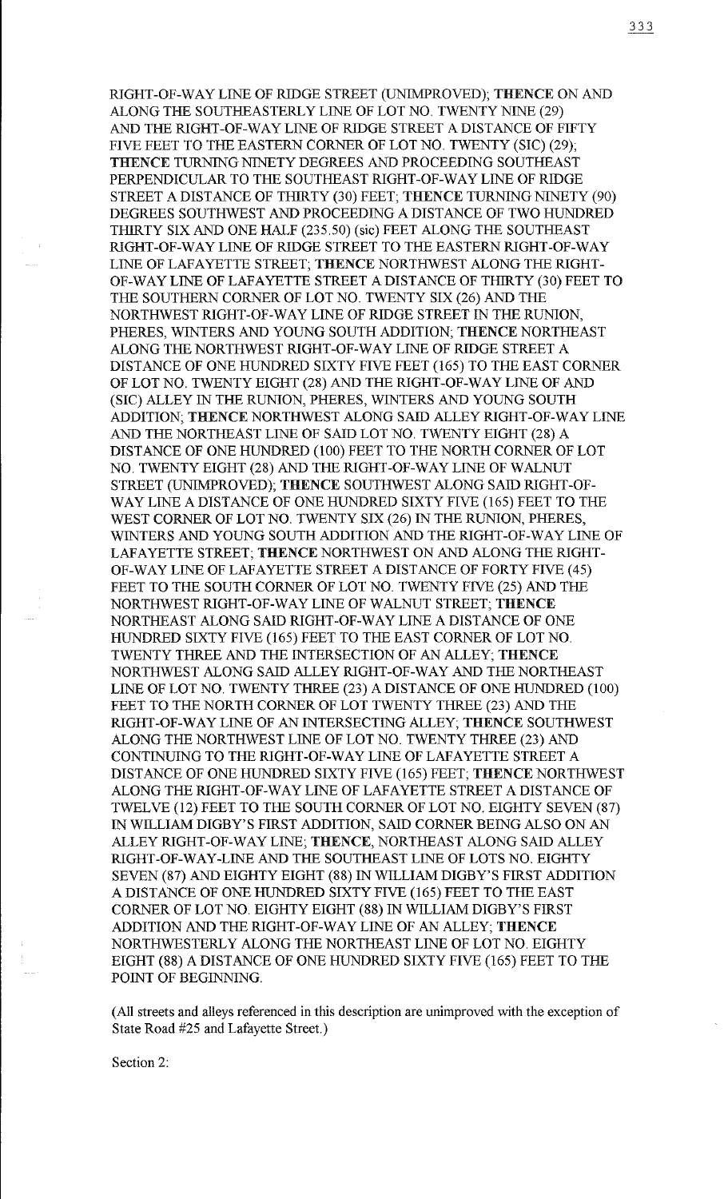RIGHT-OF-WAY LINE OF RIDGE STREET (UNIMPROVED); **THENCE** ON AND ALONG THE SOUTHEASTERLY LINE OF LOT NO. TWENTY NINE (29) AND THE RIGHT-OF-WAY LINE OF RIDGE STREET A DISTANCE OF FIFTY FIVE FEET TO THE EASTERN CORNER OF LOT NO. TWENTY (SIC) (29); **THENCE** TURNING NINETY DEGREES AND PROCEEDING SOUTHEAST PERPENDICULAR TO THE SOUTHEAST RIGHT-OF-WAY LINE OF RIDGE STREET A DISTANCE OF THIRTY (30) FEET; **THENCE** TURNING NINETY (90) DEGREES SOUTHWEST AND PROCEEDING A DISTANCE OF TWO HUNDRED THIRTY SIX AND ONE HALF (235.50) (sic) FEET ALONG THE SOUTHEAST RIGHT-OF-WAY LINE OF RIDGE STREET TO THE EASTERN RIGHT-OF-WAY LINE OF LAFAYETTE STREET; **THENCE** NORTHWEST ALONG THE RIGHT-OF-WAY LINE OF LAFAYETTE STREET A DISTANCE OF THIRTY (30) FEET TO THE SOUTHERN CORNER OF LOT NO. TWENTY SIX (26) AND THE NORTHWEST RIGHT-OF-WAY LINE OF RIDGE STREET IN THE RUNION, PHERES, WINTERS AND YOUNG SOUTH ADDITION; **THENCE** NORTHEAST ALONG THE NORTHWEST RIGHT-OF-WAY LINE OF RIDGE STREET A DISTANCE OF ONE HUNDRED SIXTY FIVE FEET (165) TO THE EAST CORNER OF LOT NO. TWENTY EIGHT (28) AND THE RIGHT-OF-WAY LINE OF AND (SIC) ALLEY IN THE RUNION, PHERES, WINTERS AND YOUNG SOUTH ADDITION; **THENCE** NORTHWEST ALONG SAID ALLEY RIGHT-OF-WAY LINE AND THE NORTHEAST LINE OF SAID LOT NO. TWENTY EIGHT (28) A DISTANCE OF ONE HUNDRED (100) FEET TO THE NORTH CORNER OF LOT NO. TWENTY EIGHT (28) AND THE RIGHT-OF-WAY LINE OF WALNUT STREET (UNIMPROVED); **THENCE** SOUTHWEST ALONG SAID RIGHT-OF-WAY LINE A DISTANCE OF ONE HUNDRED SIXTY FIVE (165) FEET TO THE WEST CORNER OF LOT NO. TWENTY SIX (26) IN THE RUNION, PHERES, WINTERS AND YOUNG SOUTH ADDITION AND THE RIGHT-OF-WAY LINE OF LAFAYETTE STREET; **THENCE** NORTHWEST ON AND ALONG THE RIGHT-OF-WAY LINE OF LAFAYETTE STREET A DISTANCE OF FORTY FIVE (45) FEET TO THE SOUTH CORNER OF LOT NO. TWENTY FIVE (25) AND THE NORTHWEST RIGHT-OF-WAY LINE OF WALNUT STREET; **THENCE** NORTHEAST ALONG SAID RIGHT-OF-WAY LINE A DISTANCE OF ONE HUNDRED SIXTY FIVE (165) FEET TO THE EAST CORNER OF LOT NO. TWENTY THREE AND THE INTERSECTION OF AN ALLEY; **THENCE** NORTHWEST ALONG SAID ALLEY RIGHT-OF-WAY AND THE NORTHEAST LINE OF LOT NO. TWENTY THREE (23) A DISTANCE OF ONE HUNDRED (100) FEET TO THE NORTH CORNER OF LOT TWENTY THREE (23) AND THE RIGHT-OF-WAY LINE OF AN INTERSECTING ALLEY; **THENCE** SOUTHWEST ALONG THE NORTHWEST LINE OF LOT NO. TWENTY THREE (23) AND CONTINUING TO THE RIGHT-OF-WAY LINE OF LAFAYETTE STREET A DISTANCE OF ONE HUNDRED SIXTY FIVE (165) FEET; **THENCE** NORTHWEST ALONG THE RIGHT-OF-WAY LINE OF LAFAYETTE STREET A DISTANCE OF TWELVE (12) FEET TO THE SOUTH CORNER OF LOT NO. EIGHTY SEVEN (87) IN WILLIAM DIGBY'S FIRST ADDITION, SAID CORNER BEING ALSO ON AN ALLEY RIGHT-OF-WAY LINE; **THENCE**, NORTHEAST ALONG SAID ALLEY RIGHT-OF-WAY-LINE AND THE SOUTHEAST LINE OF LOTS NO. EIGHTY SEVEN (87) AND EIGHTY EIGHT (88) IN WILLIAM DIGBY'S FIRST ADDITION A DISTANCE OF ONE HUNDRED SIXTY FIVE (165) FEET TO THE EAST CORNER OF LOT NO. EIGHTY EIGHT (88) IN WILLIAM DIGBY'S FIRST ADDITION AND THE RIGHT-OF-WAY LINE OF AN ALLEY; **THENCE** NORTHWESTERLY ALONG THE NORTHEAST LINE OF LOT NO. EIGHTY EIGHT (88) A DISTANCE OF ONE HUNDRED SIXTY FIVE (165) FEET TO THE POINT OF BEGINNING.

(All streets and alleys referenced in this description are unimproved with the exception of State Road #25 and Lafayette Street.)

Section 2: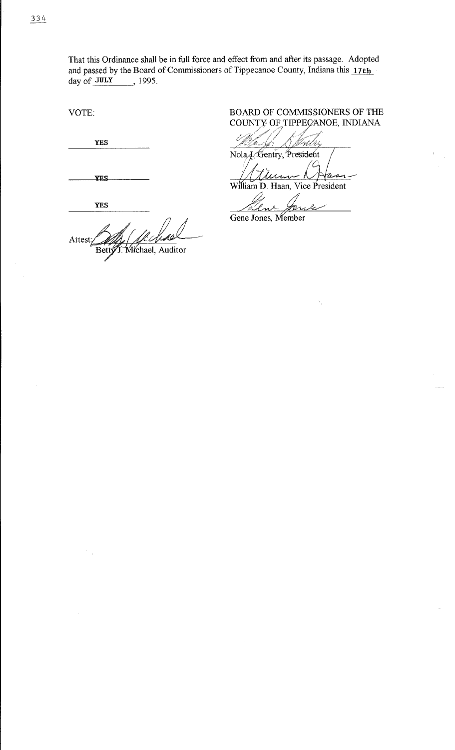That this Ordinance shall be in full force and effect from and after its passage. Adopted and passed by the Board of Commissioners of Tippecanoe County, Indiana this 17th day of JULY, 1995.

| VOTE: | BOARD OF COMMISSIONERS OF THE COUNTY OF TIPPECANOE, INDIANA |
|---|---|
| YES | Nola J. Gentry, President |
| YES | William D. Haan, Vice President |
| YES | Gene Jones, Member |

Attest: Betty J. Michael, Auditor